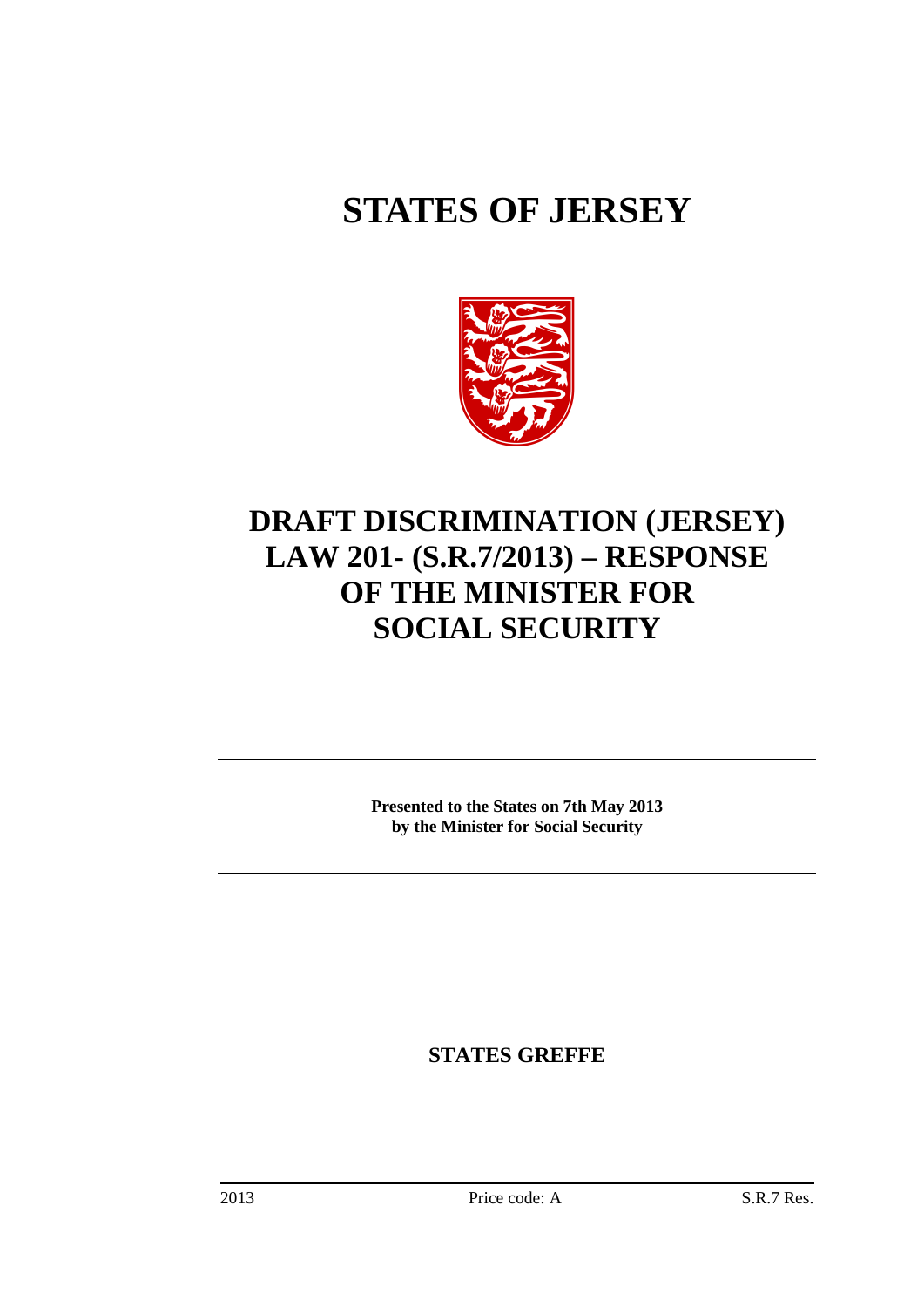# STATES OF JERSEY

# DRAFT DISCRIMINATION (JERSEY) LAW 201- (S.R.7/2013) – RESPONSE OF THE MINISTER FOR SOCIAL SECURITY

**Presented to the States on 7th May 2013**
**by the Minister for Social Security**

**STATES GREFFE**

2013 Price code: A S.R.7 Res.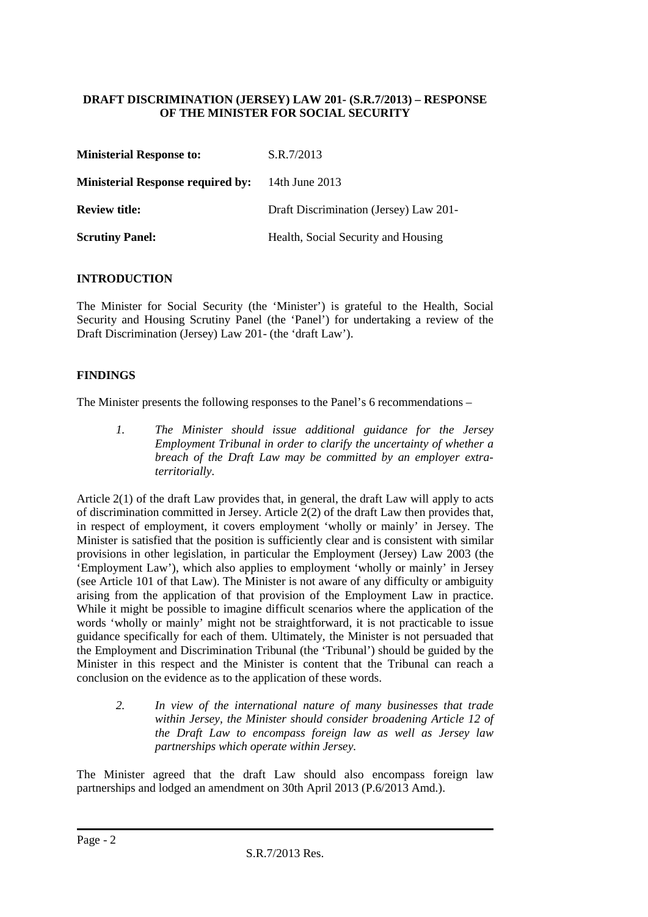**DRAFT DISCRIMINATION (JERSEY) LAW 201- (S.R.7/2013) – RESPONSE OF THE MINISTER FOR SOCIAL SECURITY**

| | |
|---|---|
| **Ministerial Response to:** | S.R.7/2013 |
| **Ministerial Response required by:** | 14th June 2013 |
| **Review title:** | Draft Discrimination (Jersey) Law 201- |
| **Scrutiny Panel:** | Health, Social Security and Housing |

## INTRODUCTION

The Minister for Social Security (the 'Minister') is grateful to the Health, Social Security and Housing Scrutiny Panel (the 'Panel') for undertaking a review of the Draft Discrimination (Jersey) Law 201- (the 'draft Law').

## FINDINGS

The Minister presents the following responses to the Panel's 6 recommendations –

> *1. The Minister should issue additional guidance for the Jersey Employment Tribunal in order to clarify the uncertainty of whether a breach of the Draft Law may be committed by an employer extra-territorially.*

Article 2(1) of the draft Law provides that, in general, the draft Law will apply to acts of discrimination committed in Jersey. Article 2(2) of the draft Law then provides that, in respect of employment, it covers employment 'wholly or mainly' in Jersey. The Minister is satisfied that the position is sufficiently clear and is consistent with similar provisions in other legislation, in particular the Employment (Jersey) Law 2003 (the 'Employment Law'), which also applies to employment 'wholly or mainly' in Jersey (see Article 101 of that Law). The Minister is not aware of any difficulty or ambiguity arising from the application of that provision of the Employment Law in practice. While it might be possible to imagine difficult scenarios where the application of the words 'wholly or mainly' might not be straightforward, it is not practicable to issue guidance specifically for each of them. Ultimately, the Minister is not persuaded that the Employment and Discrimination Tribunal (the 'Tribunal') should be guided by the Minister in this respect and the Minister is content that the Tribunal can reach a conclusion on the evidence as to the application of these words.

> *2. In view of the international nature of many businesses that trade within Jersey, the Minister should consider broadening Article 12 of the Draft Law to encompass foreign law as well as Jersey law partnerships which operate within Jersey.*

The Minister agreed that the draft Law should also encompass foreign law partnerships and lodged an amendment on 30th April 2013 (P.6/2013 Amd.).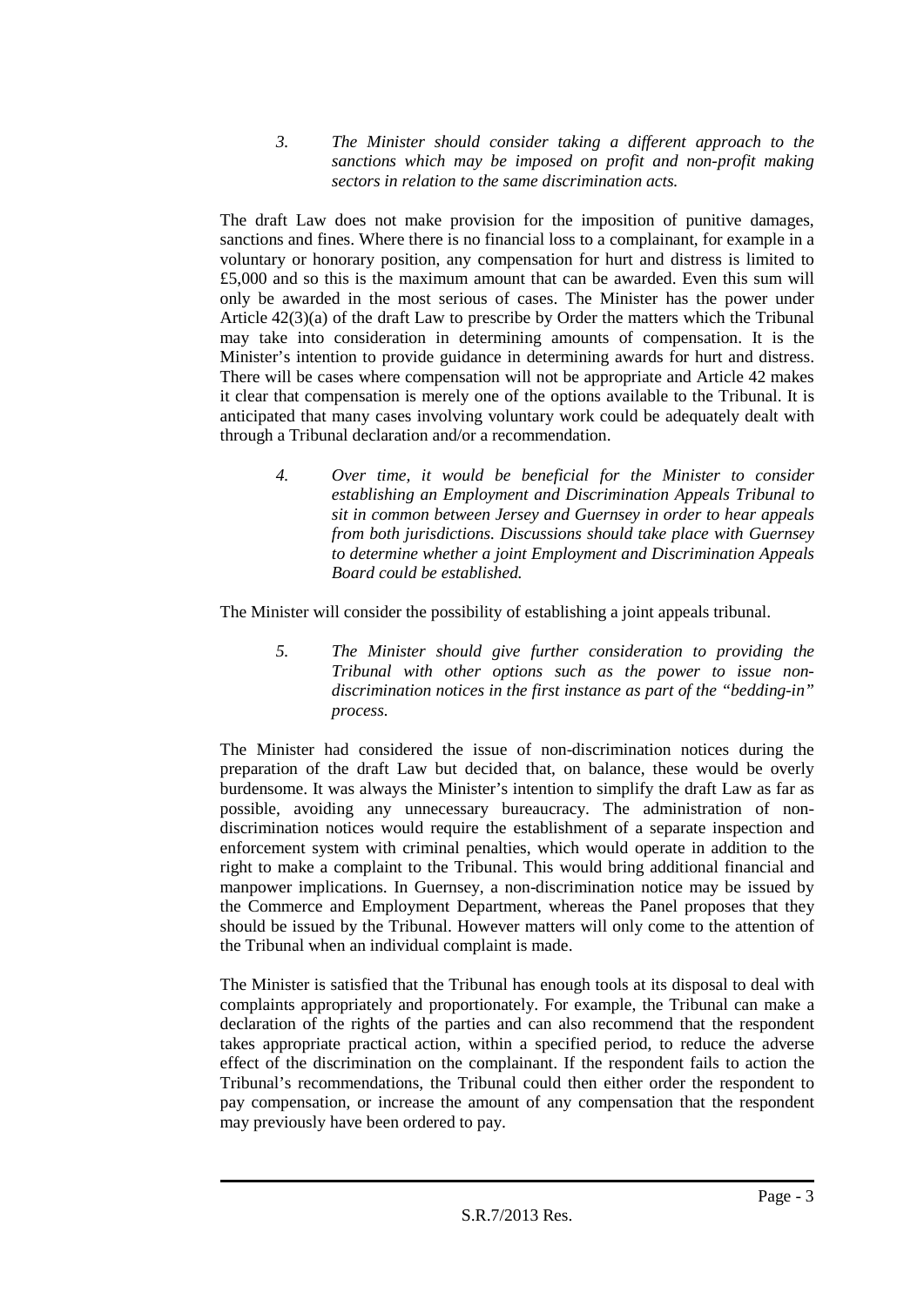> 3. *The Minister should consider taking a different approach to the sanctions which may be imposed on profit and non-profit making sectors in relation to the same discrimination acts.*

The draft Law does not make provision for the imposition of punitive damages, sanctions and fines. Where there is no financial loss to a complainant, for example in a voluntary or honorary position, any compensation for hurt and distress is limited to £5,000 and so this is the maximum amount that can be awarded. Even this sum will only be awarded in the most serious of cases. The Minister has the power under Article 42(3)(a) of the draft Law to prescribe by Order the matters which the Tribunal may take into consideration in determining amounts of compensation. It is the Minister's intention to provide guidance in determining awards for hurt and distress. There will be cases where compensation will not be appropriate and Article 42 makes it clear that compensation is merely one of the options available to the Tribunal. It is anticipated that many cases involving voluntary work could be adequately dealt with through a Tribunal declaration and/or a recommendation.

> 4. *Over time, it would be beneficial for the Minister to consider establishing an Employment and Discrimination Appeals Tribunal to sit in common between Jersey and Guernsey in order to hear appeals from both jurisdictions. Discussions should take place with Guernsey to determine whether a joint Employment and Discrimination Appeals Board could be established.*

The Minister will consider the possibility of establishing a joint appeals tribunal.

> 5. *The Minister should give further consideration to providing the Tribunal with other options such as the power to issue non-discrimination notices in the first instance as part of the "bedding-in" process.*

The Minister had considered the issue of non-discrimination notices during the preparation of the draft Law but decided that, on balance, these would be overly burdensome. It was always the Minister's intention to simplify the draft Law as far as possible, avoiding any unnecessary bureaucracy. The administration of non-discrimination notices would require the establishment of a separate inspection and enforcement system with criminal penalties, which would operate in addition to the right to make a complaint to the Tribunal. This would bring additional financial and manpower implications. In Guernsey, a non-discrimination notice may be issued by the Commerce and Employment Department, whereas the Panel proposes that they should be issued by the Tribunal. However matters will only come to the attention of the Tribunal when an individual complaint is made.

The Minister is satisfied that the Tribunal has enough tools at its disposal to deal with complaints appropriately and proportionately. For example, the Tribunal can make a declaration of the rights of the parties and can also recommend that the respondent takes appropriate practical action, within a specified period, to reduce the adverse effect of the discrimination on the complainant. If the respondent fails to action the Tribunal's recommendations, the Tribunal could then either order the respondent to pay compensation, or increase the amount of any compensation that the respondent may previously have been ordered to pay.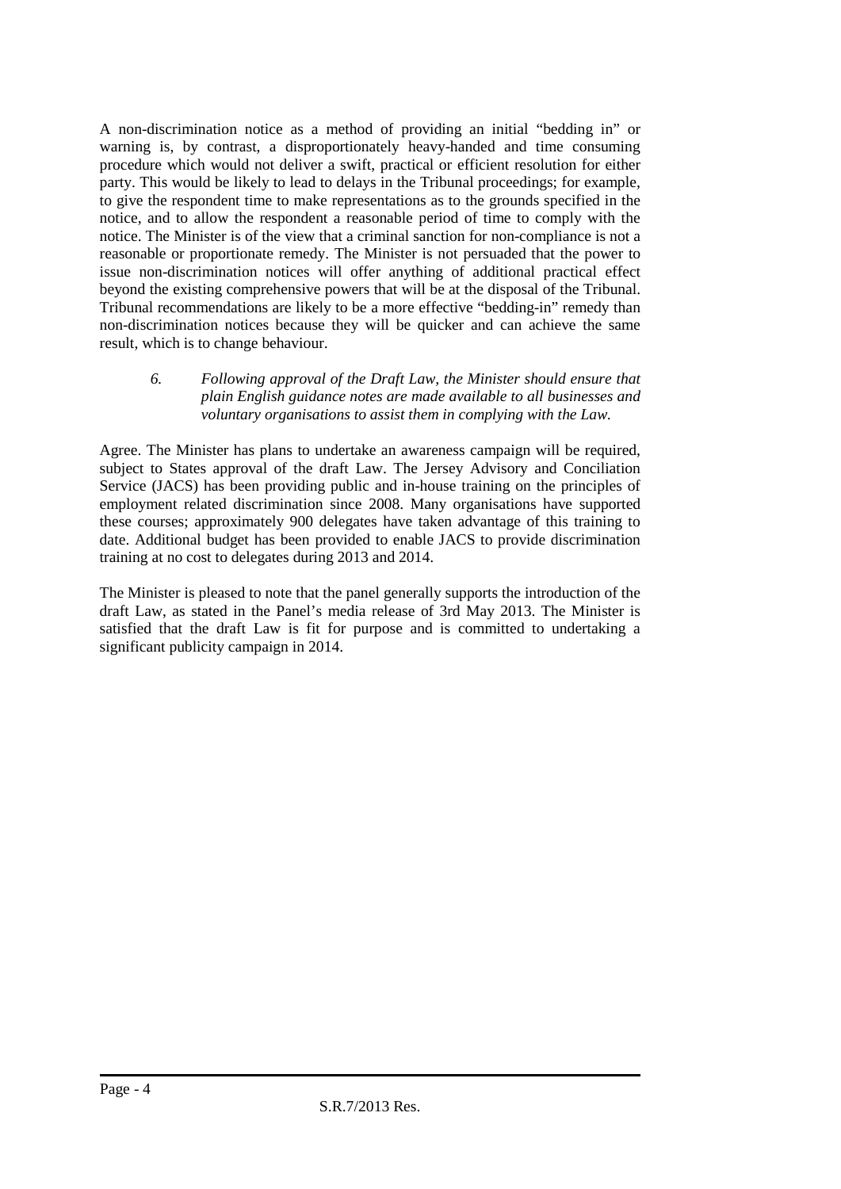A non-discrimination notice as a method of providing an initial "bedding in" or warning is, by contrast, a disproportionately heavy-handed and time consuming procedure which would not deliver a swift, practical or efficient resolution for either party. This would be likely to lead to delays in the Tribunal proceedings; for example, to give the respondent time to make representations as to the grounds specified in the notice, and to allow the respondent a reasonable period of time to comply with the notice. The Minister is of the view that a criminal sanction for non-compliance is not a reasonable or proportionate remedy. The Minister is not persuaded that the power to issue non-discrimination notices will offer anything of additional practical effect beyond the existing comprehensive powers that will be at the disposal of the Tribunal. Tribunal recommendations are likely to be a more effective "bedding-in" remedy than non-discrimination notices because they will be quicker and can achieve the same result, which is to change behaviour.

> *6. Following approval of the Draft Law, the Minister should ensure that plain English guidance notes are made available to all businesses and voluntary organisations to assist them in complying with the Law.*

Agree. The Minister has plans to undertake an awareness campaign will be required, subject to States approval of the draft Law. The Jersey Advisory and Conciliation Service (JACS) has been providing public and in-house training on the principles of employment related discrimination since 2008. Many organisations have supported these courses; approximately 900 delegates have taken advantage of this training to date. Additional budget has been provided to enable JACS to provide discrimination training at no cost to delegates during 2013 and 2014.

The Minister is pleased to note that the panel generally supports the introduction of the draft Law, as stated in the Panel's media release of 3rd May 2013. The Minister is satisfied that the draft Law is fit for purpose and is committed to undertaking a significant publicity campaign in 2014.